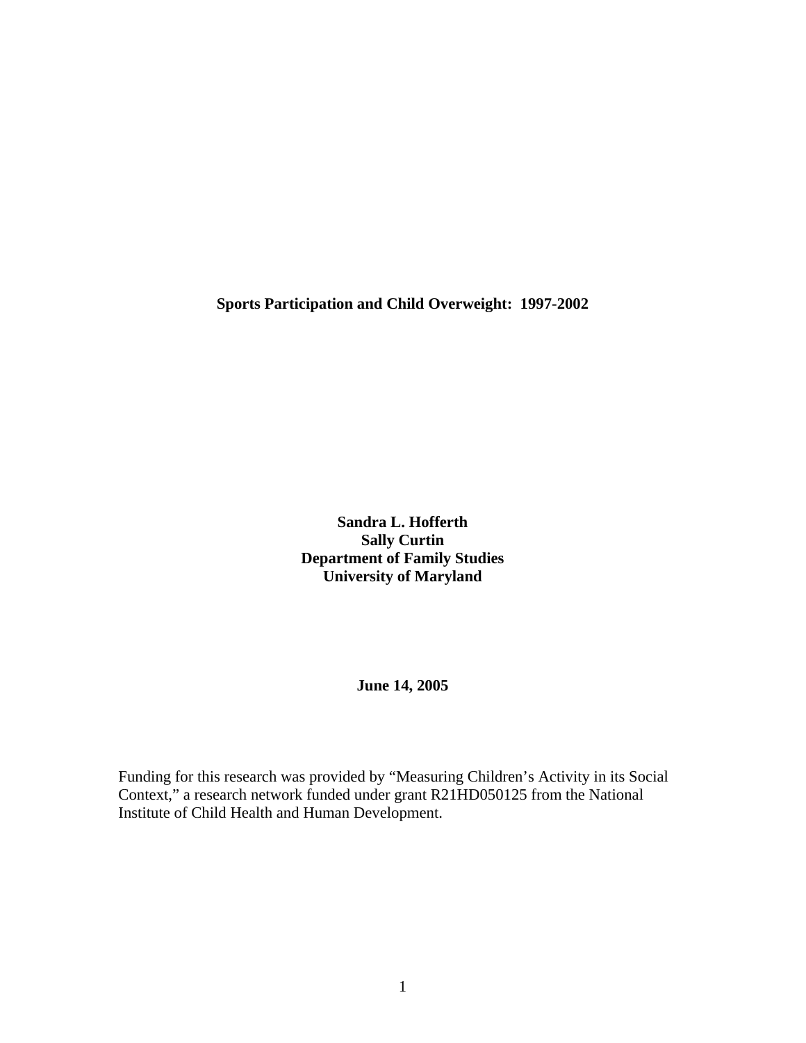# Sports Participation and Child Overweight: 1997-2002

**Sandra L. Hofferth**
**Sally Curtin**
**Department of Family Studies**
**University of Maryland**

**June 14, 2005**

Funding for this research was provided by "Measuring Children's Activity in its Social Context," a research network funded under grant R21HD050125 from the National Institute of Child Health and Human Development.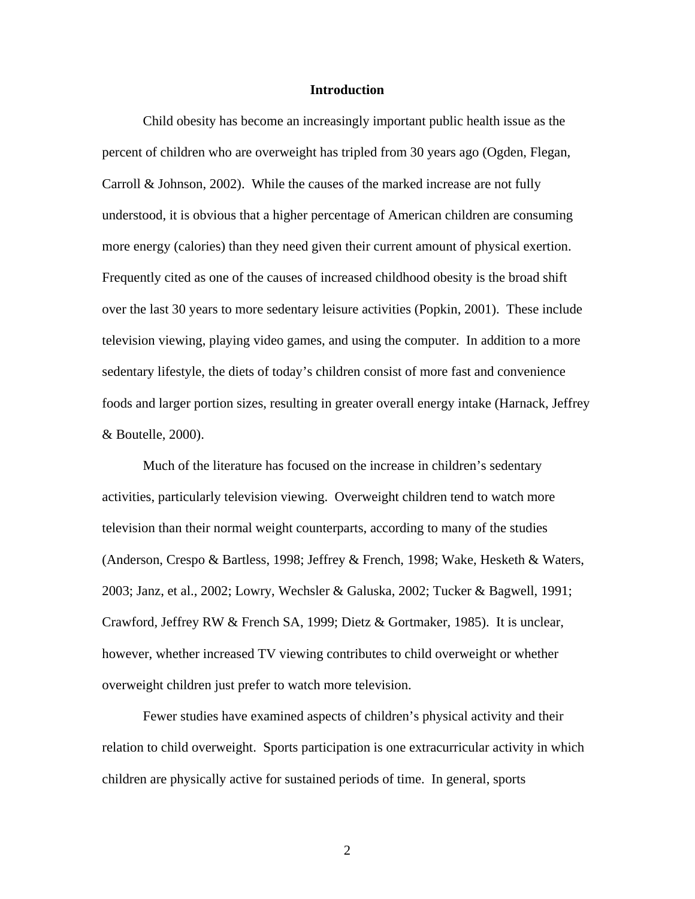## Introduction

Child obesity has become an increasingly important public health issue as the percent of children who are overweight has tripled from 30 years ago (Ogden, Flegan, Carroll & Johnson, 2002). While the causes of the marked increase are not fully understood, it is obvious that a higher percentage of American children are consuming more energy (calories) than they need given their current amount of physical exertion. Frequently cited as one of the causes of increased childhood obesity is the broad shift over the last 30 years to more sedentary leisure activities (Popkin, 2001). These include television viewing, playing video games, and using the computer. In addition to a more sedentary lifestyle, the diets of today's children consist of more fast and convenience foods and larger portion sizes, resulting in greater overall energy intake (Harnack, Jeffrey & Boutelle, 2000).

Much of the literature has focused on the increase in children's sedentary activities, particularly television viewing. Overweight children tend to watch more television than their normal weight counterparts, according to many of the studies (Anderson, Crespo & Bartless, 1998; Jeffrey & French, 1998; Wake, Hesketh & Waters, 2003; Janz, et al., 2002; Lowry, Wechsler & Galuska, 2002; Tucker & Bagwell, 1991; Crawford, Jeffrey RW & French SA, 1999; Dietz & Gortmaker, 1985). It is unclear, however, whether increased TV viewing contributes to child overweight or whether overweight children just prefer to watch more television.

Fewer studies have examined aspects of children's physical activity and their relation to child overweight. Sports participation is one extracurricular activity in which children are physically active for sustained periods of time. In general, sports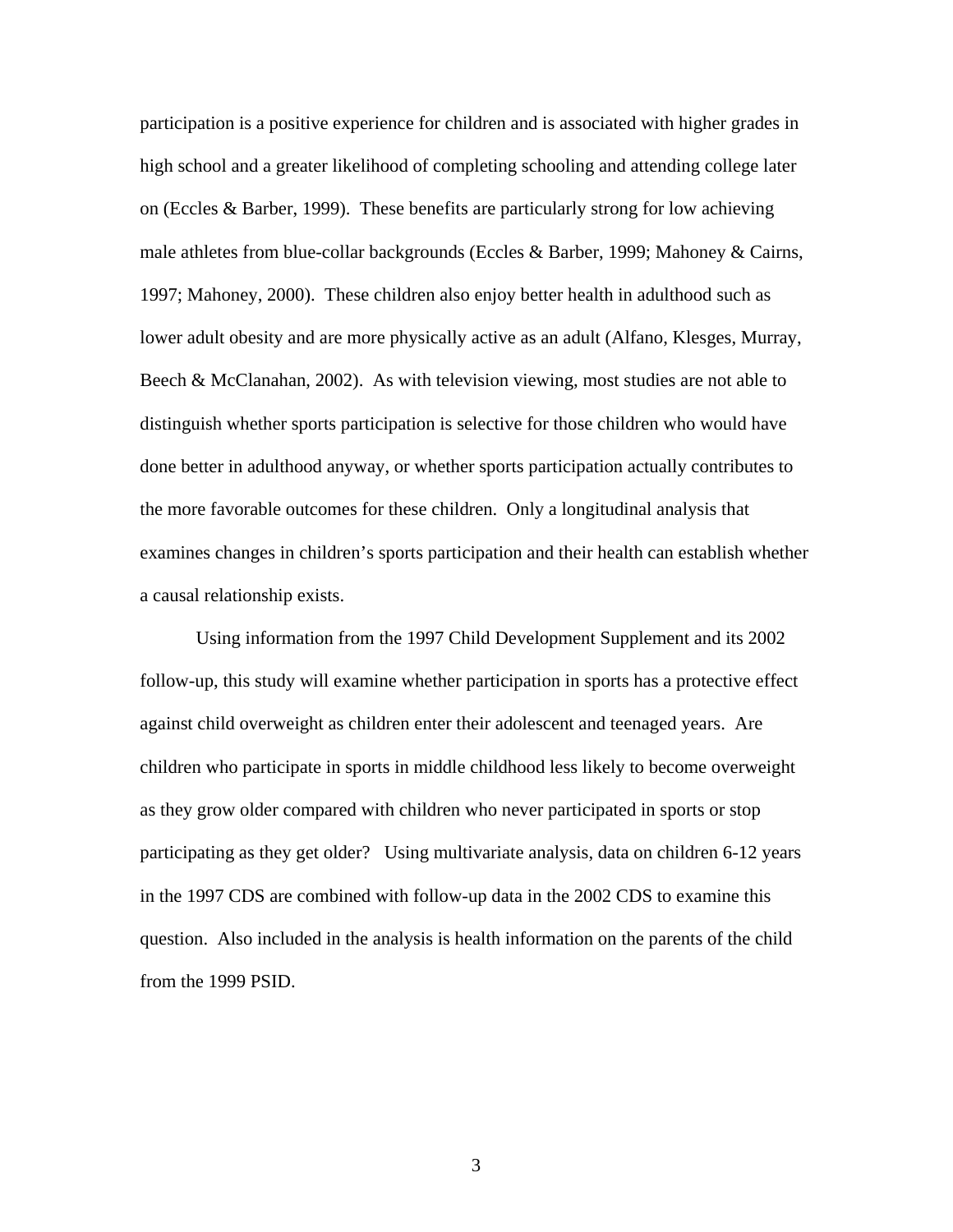participation is a positive experience for children and is associated with higher grades in high school and a greater likelihood of completing schooling and attending college later on (Eccles & Barber, 1999). These benefits are particularly strong for low achieving male athletes from blue-collar backgrounds (Eccles & Barber, 1999; Mahoney & Cairns, 1997; Mahoney, 2000). These children also enjoy better health in adulthood such as lower adult obesity and are more physically active as an adult (Alfano, Klesges, Murray, Beech & McClanahan, 2002). As with television viewing, most studies are not able to distinguish whether sports participation is selective for those children who would have done better in adulthood anyway, or whether sports participation actually contributes to the more favorable outcomes for these children. Only a longitudinal analysis that examines changes in children's sports participation and their health can establish whether a causal relationship exists.

Using information from the 1997 Child Development Supplement and its 2002 follow-up, this study will examine whether participation in sports has a protective effect against child overweight as children enter their adolescent and teenaged years. Are children who participate in sports in middle childhood less likely to become overweight as they grow older compared with children who never participated in sports or stop participating as they get older? Using multivariate analysis, data on children 6-12 years in the 1997 CDS are combined with follow-up data in the 2002 CDS to examine this question. Also included in the analysis is health information on the parents of the child from the 1999 PSID.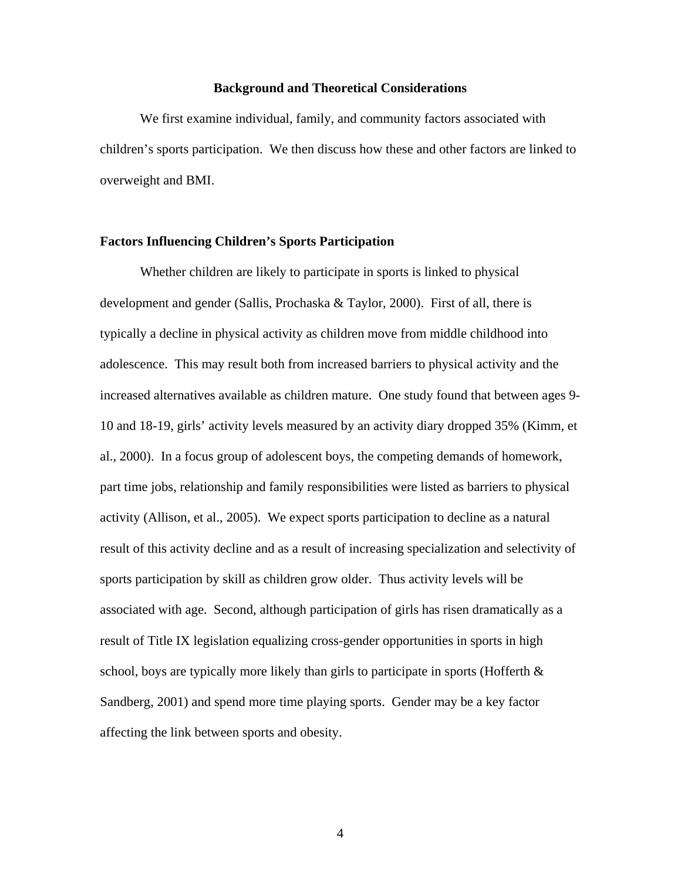## Background and Theoretical Considerations

We first examine individual, family, and community factors associated with children's sports participation. We then discuss how these and other factors are linked to overweight and BMI.

### Factors Influencing Children's Sports Participation

Whether children are likely to participate in sports is linked to physical development and gender (Sallis, Prochaska & Taylor, 2000). First of all, there is typically a decline in physical activity as children move from middle childhood into adolescence. This may result both from increased barriers to physical activity and the increased alternatives available as children mature. One study found that between ages 9-10 and 18-19, girls' activity levels measured by an activity diary dropped 35% (Kimm, et al., 2000). In a focus group of adolescent boys, the competing demands of homework, part time jobs, relationship and family responsibilities were listed as barriers to physical activity (Allison, et al., 2005). We expect sports participation to decline as a natural result of this activity decline and as a result of increasing specialization and selectivity of sports participation by skill as children grow older. Thus activity levels will be associated with age. Second, although participation of girls has risen dramatically as a result of Title IX legislation equalizing cross-gender opportunities in sports in high school, boys are typically more likely than girls to participate in sports (Hofferth & Sandberg, 2001) and spend more time playing sports. Gender may be a key factor affecting the link between sports and obesity.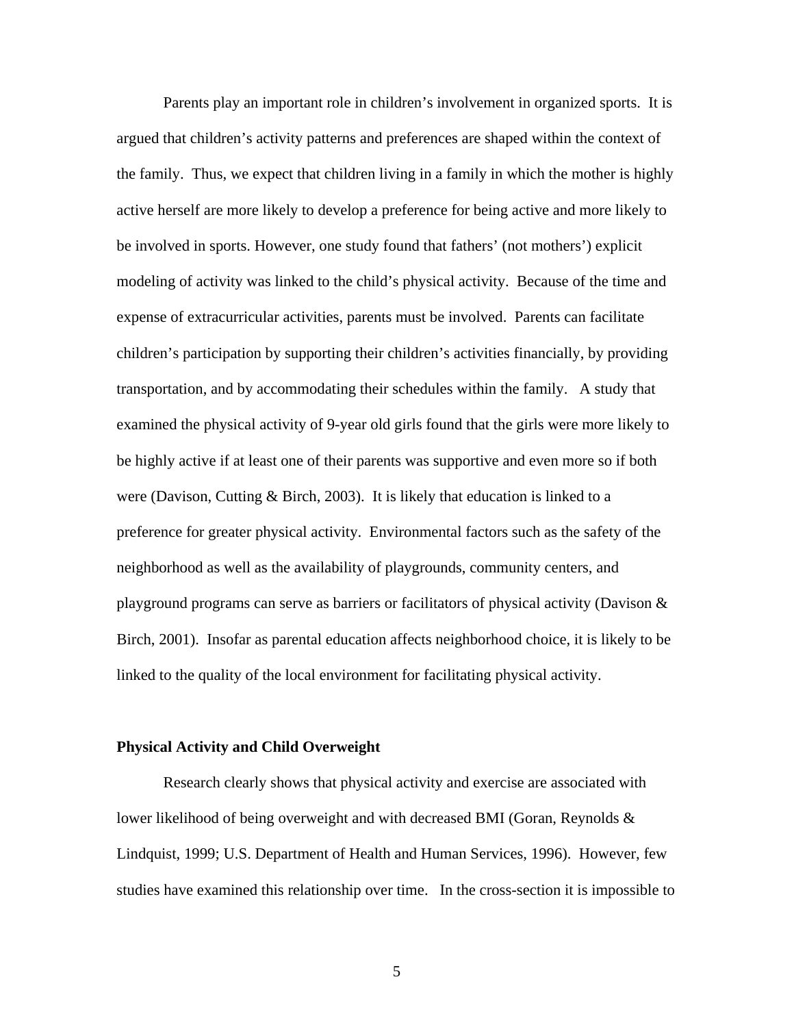Parents play an important role in children's involvement in organized sports. It is argued that children's activity patterns and preferences are shaped within the context of the family. Thus, we expect that children living in a family in which the mother is highly active herself are more likely to develop a preference for being active and more likely to be involved in sports. However, one study found that fathers' (not mothers') explicit modeling of activity was linked to the child's physical activity. Because of the time and expense of extracurricular activities, parents must be involved. Parents can facilitate children's participation by supporting their children's activities financially, by providing transportation, and by accommodating their schedules within the family. A study that examined the physical activity of 9-year old girls found that the girls were more likely to be highly active if at least one of their parents was supportive and even more so if both were (Davison, Cutting & Birch, 2003). It is likely that education is linked to a preference for greater physical activity. Environmental factors such as the safety of the neighborhood as well as the availability of playgrounds, community centers, and playground programs can serve as barriers or facilitators of physical activity (Davison & Birch, 2001). Insofar as parental education affects neighborhood choice, it is likely to be linked to the quality of the local environment for facilitating physical activity.

### Physical Activity and Child Overweight

Research clearly shows that physical activity and exercise are associated with lower likelihood of being overweight and with decreased BMI (Goran, Reynolds & Lindquist, 1999; U.S. Department of Health and Human Services, 1996). However, few studies have examined this relationship over time. In the cross-section it is impossible to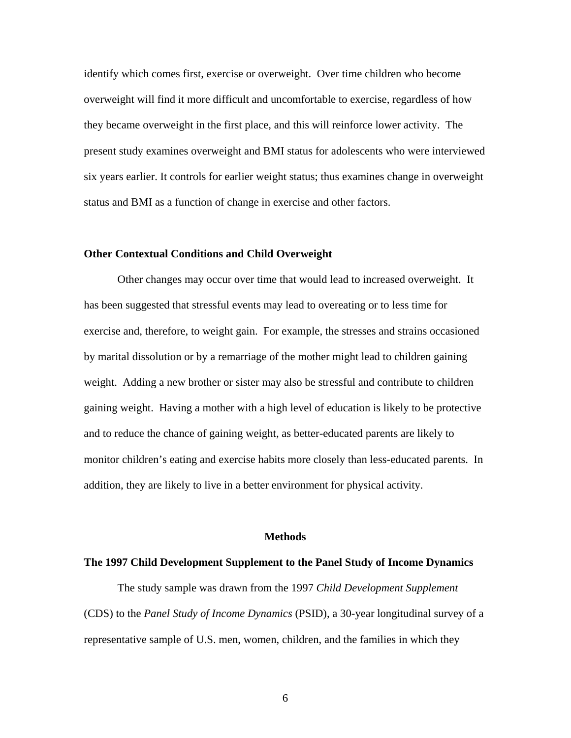identify which comes first, exercise or overweight. Over time children who become overweight will find it more difficult and uncomfortable to exercise, regardless of how they became overweight in the first place, and this will reinforce lower activity. The present study examines overweight and BMI status for adolescents who were interviewed six years earlier. It controls for earlier weight status; thus examines change in overweight status and BMI as a function of change in exercise and other factors.

### Other Contextual Conditions and Child Overweight

Other changes may occur over time that would lead to increased overweight. It has been suggested that stressful events may lead to overeating or to less time for exercise and, therefore, to weight gain. For example, the stresses and strains occasioned by marital dissolution or by a remarriage of the mother might lead to children gaining weight. Adding a new brother or sister may also be stressful and contribute to children gaining weight. Having a mother with a high level of education is likely to be protective and to reduce the chance of gaining weight, as better-educated parents are likely to monitor children's eating and exercise habits more closely than less-educated parents. In addition, they are likely to live in a better environment for physical activity.

## Methods

### The 1997 Child Development Supplement to the Panel Study of Income Dynamics

The study sample was drawn from the 1997 *Child Development Supplement* (CDS) to the *Panel Study of Income Dynamics* (PSID), a 30-year longitudinal survey of a representative sample of U.S. men, women, children, and the families in which they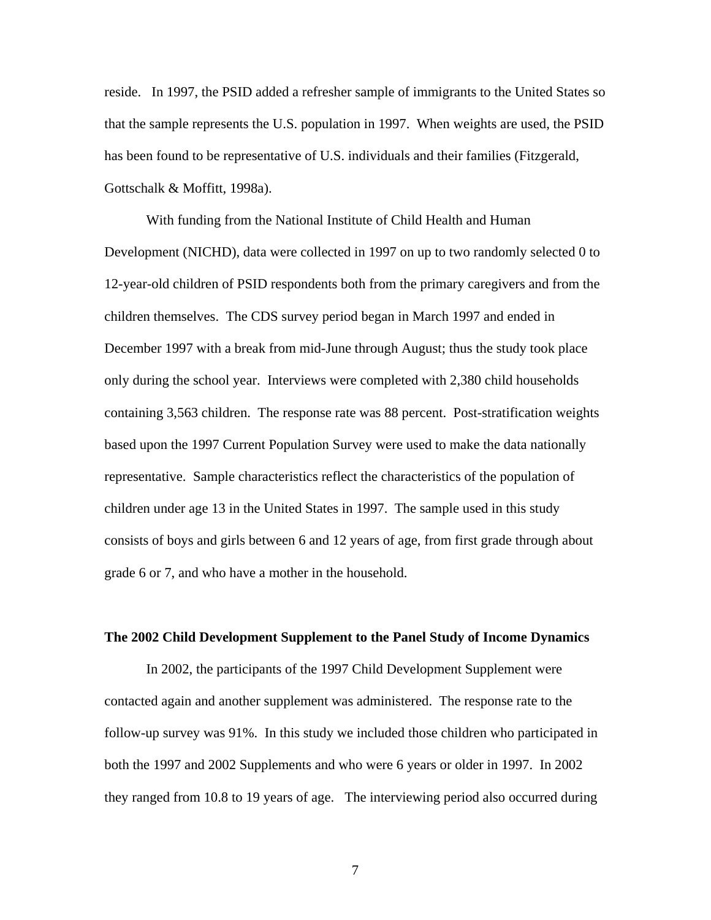reside. In 1997, the PSID added a refresher sample of immigrants to the United States so that the sample represents the U.S. population in 1997. When weights are used, the PSID has been found to be representative of U.S. individuals and their families (Fitzgerald, Gottschalk & Moffitt, 1998a).

With funding from the National Institute of Child Health and Human Development (NICHD), data were collected in 1997 on up to two randomly selected 0 to 12-year-old children of PSID respondents both from the primary caregivers and from the children themselves. The CDS survey period began in March 1997 and ended in December 1997 with a break from mid-June through August; thus the study took place only during the school year. Interviews were completed with 2,380 child households containing 3,563 children. The response rate was 88 percent. Post-stratification weights based upon the 1997 Current Population Survey were used to make the data nationally representative. Sample characteristics reflect the characteristics of the population of children under age 13 in the United States in 1997. The sample used in this study consists of boys and girls between 6 and 12 years of age, from first grade through about grade 6 or 7, and who have a mother in the household.

**The 2002 Child Development Supplement to the Panel Study of Income Dynamics**

In 2002, the participants of the 1997 Child Development Supplement were contacted again and another supplement was administered. The response rate to the follow-up survey was 91%. In this study we included those children who participated in both the 1997 and 2002 Supplements and who were 6 years or older in 1997. In 2002 they ranged from 10.8 to 19 years of age. The interviewing period also occurred during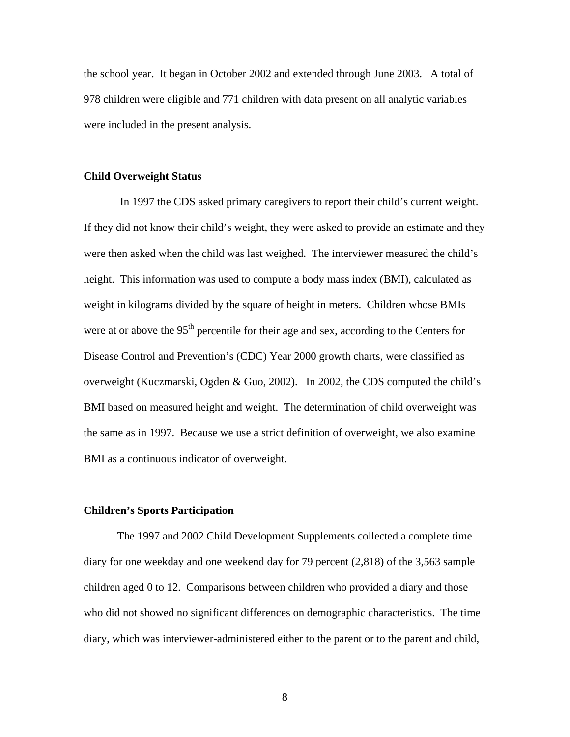the school year. It began in October 2002 and extended through June 2003. A total of 978 children were eligible and 771 children with data present on all analytic variables were included in the present analysis.

**Child Overweight Status**

In 1997 the CDS asked primary caregivers to report their child's current weight. If they did not know their child's weight, they were asked to provide an estimate and they were then asked when the child was last weighed. The interviewer measured the child's height. This information was used to compute a body mass index (BMI), calculated as weight in kilograms divided by the square of height in meters. Children whose BMIs were at or above the 95$^{th}$ percentile for their age and sex, according to the Centers for Disease Control and Prevention's (CDC) Year 2000 growth charts, were classified as overweight (Kuczmarski, Ogden & Guo, 2002). In 2002, the CDS computed the child's BMI based on measured height and weight. The determination of child overweight was the same as in 1997. Because we use a strict definition of overweight, we also examine BMI as a continuous indicator of overweight.

**Children's Sports Participation**

The 1997 and 2002 Child Development Supplements collected a complete time diary for one weekday and one weekend day for 79 percent (2,818) of the 3,563 sample children aged 0 to 12. Comparisons between children who provided a diary and those who did not showed no significant differences on demographic characteristics. The time diary, which was interviewer-administered either to the parent or to the parent and child,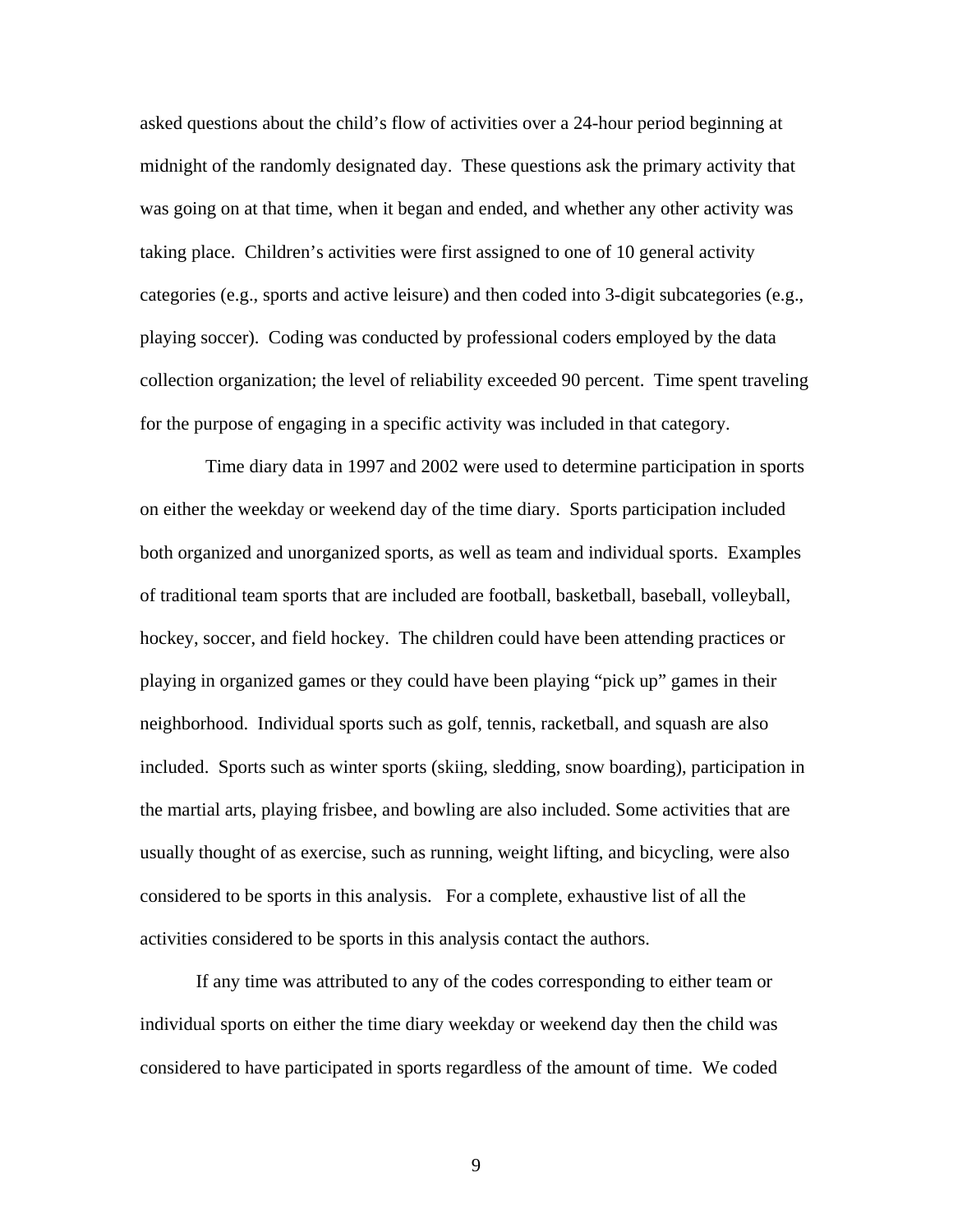asked questions about the child's flow of activities over a 24-hour period beginning at midnight of the randomly designated day. These questions ask the primary activity that was going on at that time, when it began and ended, and whether any other activity was taking place. Children's activities were first assigned to one of 10 general activity categories (e.g., sports and active leisure) and then coded into 3-digit subcategories (e.g., playing soccer). Coding was conducted by professional coders employed by the data collection organization; the level of reliability exceeded 90 percent. Time spent traveling for the purpose of engaging in a specific activity was included in that category.

Time diary data in 1997 and 2002 were used to determine participation in sports on either the weekday or weekend day of the time diary. Sports participation included both organized and unorganized sports, as well as team and individual sports. Examples of traditional team sports that are included are football, basketball, baseball, volleyball, hockey, soccer, and field hockey. The children could have been attending practices or playing in organized games or they could have been playing "pick up" games in their neighborhood. Individual sports such as golf, tennis, racketball, and squash are also included. Sports such as winter sports (skiing, sledding, snow boarding), participation in the martial arts, playing frisbee, and bowling are also included. Some activities that are usually thought of as exercise, such as running, weight lifting, and bicycling, were also considered to be sports in this analysis. For a complete, exhaustive list of all the activities considered to be sports in this analysis contact the authors.

If any time was attributed to any of the codes corresponding to either team or individual sports on either the time diary weekday or weekend day then the child was considered to have participated in sports regardless of the amount of time. We coded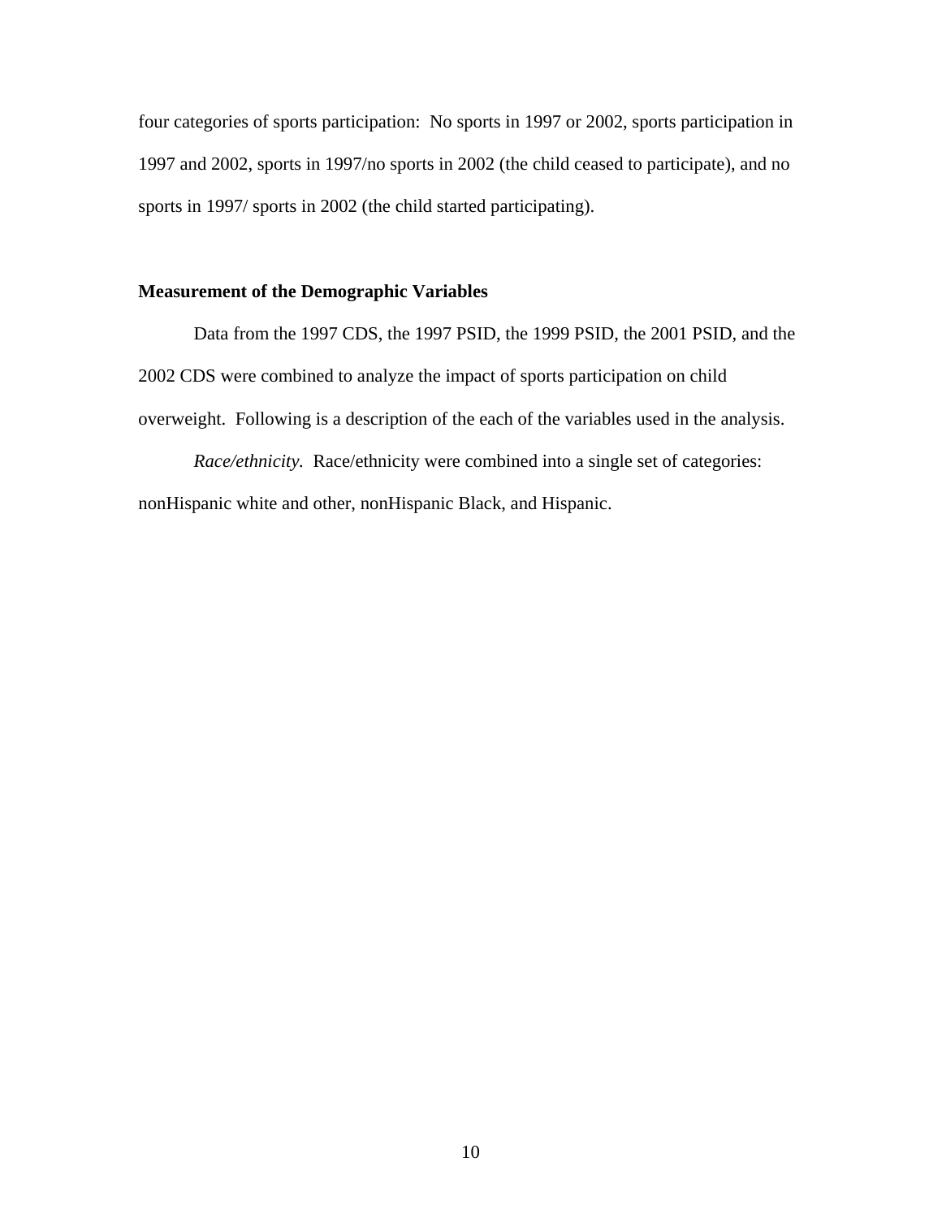four categories of sports participation:  No sports in 1997 or 2002, sports participation in 1997 and 2002, sports in 1997/no sports in 2002 (the child ceased to participate), and no sports in 1997/ sports in 2002 (the child started participating).

### Measurement of the Demographic Variables

Data from the 1997 CDS, the 1997 PSID, the 1999 PSID, the 2001 PSID, and the 2002 CDS were combined to analyze the impact of sports participation on child overweight.  Following is a description of the each of the variables used in the analysis.

*Race/ethnicity.*  Race/ethnicity were combined into a single set of categories: nonHispanic white and other, nonHispanic Black, and Hispanic.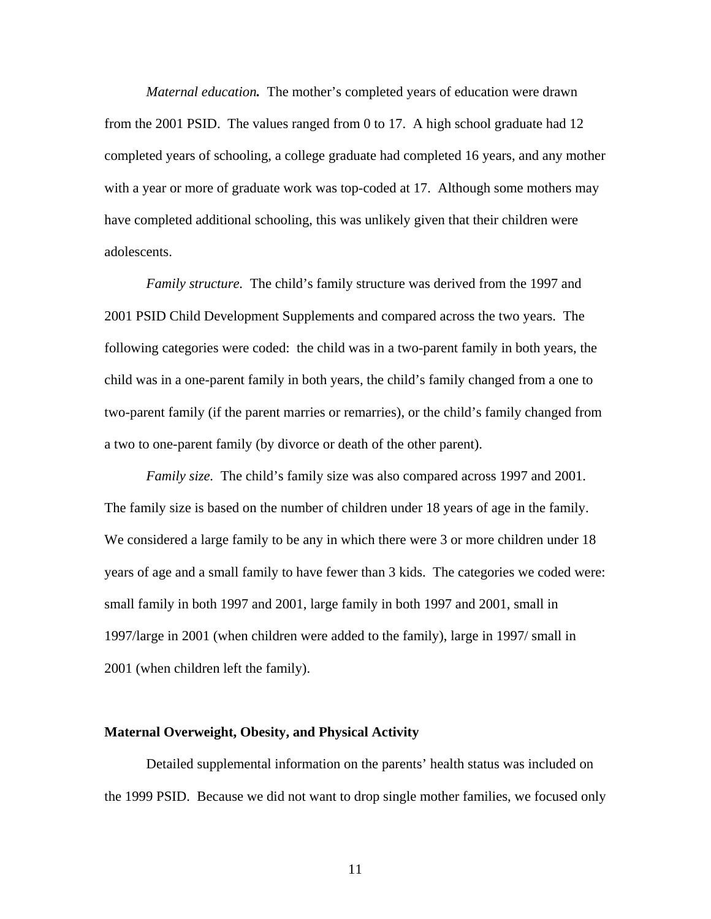*Maternal education.* The mother's completed years of education were drawn from the 2001 PSID. The values ranged from 0 to 17. A high school graduate had 12 completed years of schooling, a college graduate had completed 16 years, and any mother with a year or more of graduate work was top-coded at 17. Although some mothers may have completed additional schooling, this was unlikely given that their children were adolescents.

*Family structure.* The child's family structure was derived from the 1997 and 2001 PSID Child Development Supplements and compared across the two years. The following categories were coded: the child was in a two-parent family in both years, the child was in a one-parent family in both years, the child's family changed from a one to two-parent family (if the parent marries or remarries), or the child's family changed from a two to one-parent family (by divorce or death of the other parent).

*Family size.* The child's family size was also compared across 1997 and 2001. The family size is based on the number of children under 18 years of age in the family. We considered a large family to be any in which there were 3 or more children under 18 years of age and a small family to have fewer than 3 kids. The categories we coded were: small family in both 1997 and 2001, large family in both 1997 and 2001, small in 1997/large in 2001 (when children were added to the family), large in 1997/ small in 2001 (when children left the family).

**Maternal Overweight, Obesity, and Physical Activity**

Detailed supplemental information on the parents' health status was included on the 1999 PSID. Because we did not want to drop single mother families, we focused only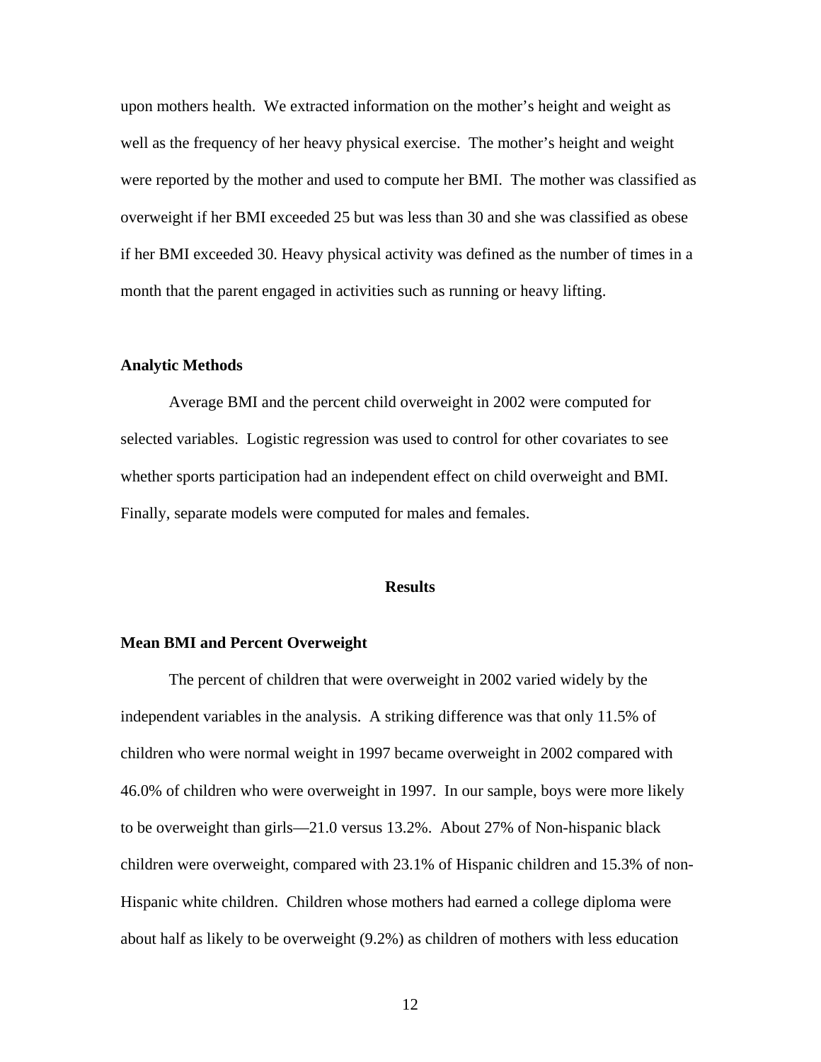upon mothers health. We extracted information on the mother's height and weight as well as the frequency of her heavy physical exercise. The mother's height and weight were reported by the mother and used to compute her BMI. The mother was classified as overweight if her BMI exceeded 25 but was less than 30 and she was classified as obese if her BMI exceeded 30. Heavy physical activity was defined as the number of times in a month that the parent engaged in activities such as running or heavy lifting.

### Analytic Methods

Average BMI and the percent child overweight in 2002 were computed for selected variables. Logistic regression was used to control for other covariates to see whether sports participation had an independent effect on child overweight and BMI. Finally, separate models were computed for males and females.

## Results

### Mean BMI and Percent Overweight

The percent of children that were overweight in 2002 varied widely by the independent variables in the analysis. A striking difference was that only 11.5% of children who were normal weight in 1997 became overweight in 2002 compared with 46.0% of children who were overweight in 1997. In our sample, boys were more likely to be overweight than girls—21.0 versus 13.2%. About 27% of Non-hispanic black children were overweight, compared with 23.1% of Hispanic children and 15.3% of non-Hispanic white children. Children whose mothers had earned a college diploma were about half as likely to be overweight (9.2%) as children of mothers with less education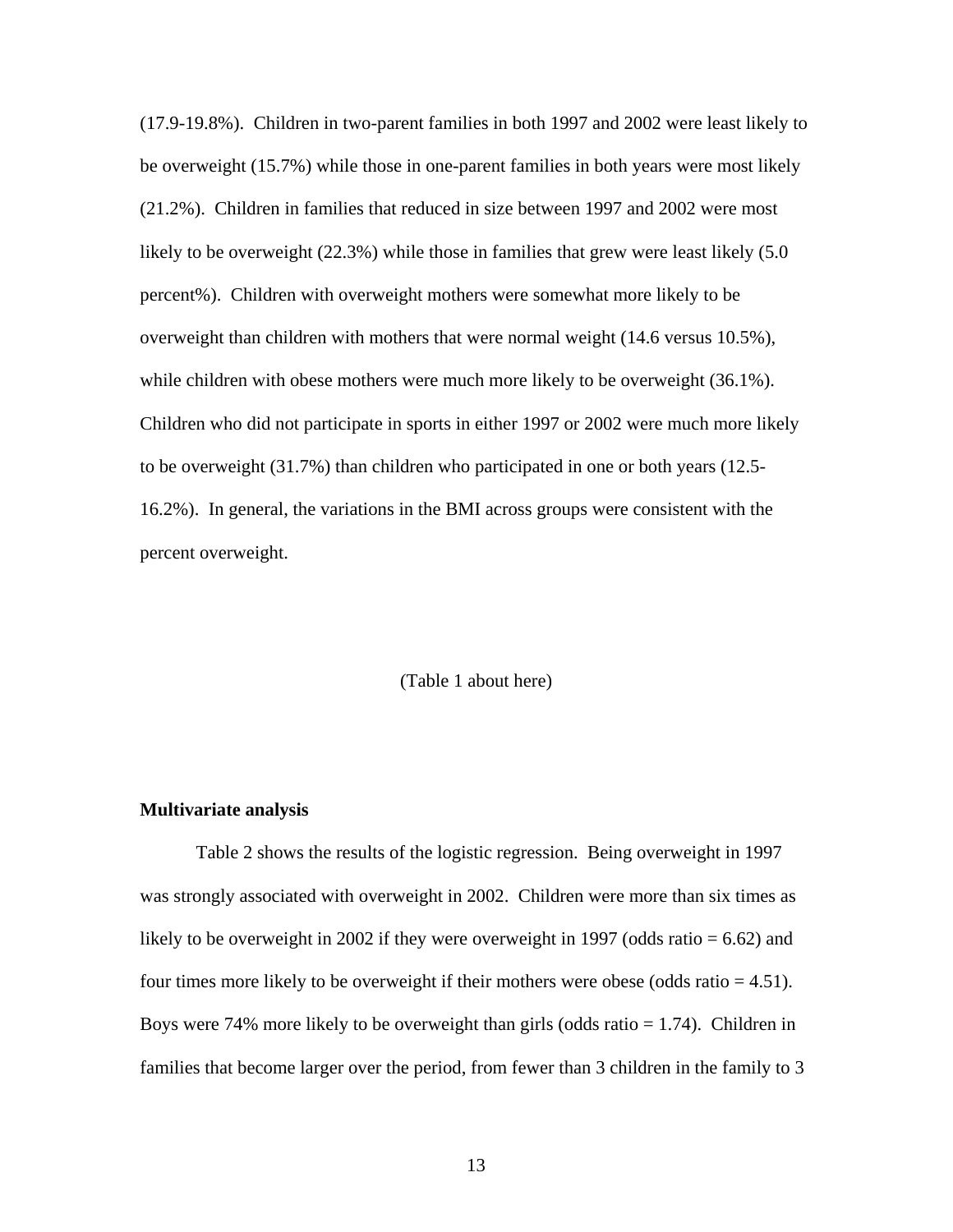(17.9-19.8%). Children in two-parent families in both 1997 and 2002 were least likely to be overweight (15.7%) while those in one-parent families in both years were most likely (21.2%). Children in families that reduced in size between 1997 and 2002 were most likely to be overweight (22.3%) while those in families that grew were least likely (5.0 percent%). Children with overweight mothers were somewhat more likely to be overweight than children with mothers that were normal weight (14.6 versus 10.5%), while children with obese mothers were much more likely to be overweight (36.1%). Children who did not participate in sports in either 1997 or 2002 were much more likely to be overweight (31.7%) than children who participated in one or both years (12.5-16.2%). In general, the variations in the BMI across groups were consistent with the percent overweight.

(Table 1 about here)

**Multivariate analysis**

Table 2 shows the results of the logistic regression. Being overweight in 1997 was strongly associated with overweight in 2002. Children were more than six times as likely to be overweight in 2002 if they were overweight in 1997 (odds ratio = 6.62) and four times more likely to be overweight if their mothers were obese (odds ratio = 4.51). Boys were 74% more likely to be overweight than girls (odds ratio = 1.74). Children in families that become larger over the period, from fewer than 3 children in the family to 3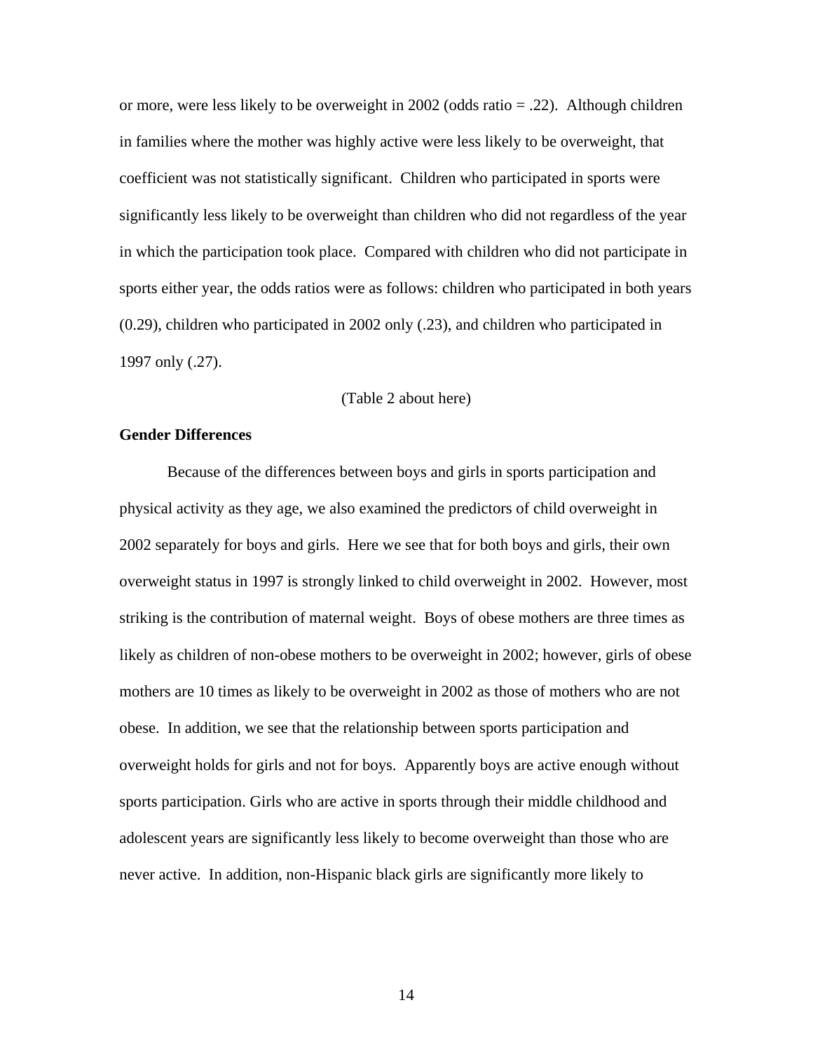or more, were less likely to be overweight in 2002 (odds ratio = .22). Although children in families where the mother was highly active were less likely to be overweight, that coefficient was not statistically significant. Children who participated in sports were significantly less likely to be overweight than children who did not regardless of the year in which the participation took place. Compared with children who did not participate in sports either year, the odds ratios were as follows: children who participated in both years (0.29), children who participated in 2002 only (.23), and children who participated in 1997 only (.27).

(Table 2 about here)

**Gender Differences**

Because of the differences between boys and girls in sports participation and physical activity as they age, we also examined the predictors of child overweight in 2002 separately for boys and girls. Here we see that for both boys and girls, their own overweight status in 1997 is strongly linked to child overweight in 2002. However, most striking is the contribution of maternal weight. Boys of obese mothers are three times as likely as children of non-obese mothers to be overweight in 2002; however, girls of obese mothers are 10 times as likely to be overweight in 2002 as those of mothers who are not obese. In addition, we see that the relationship between sports participation and overweight holds for girls and not for boys. Apparently boys are active enough without sports participation. Girls who are active in sports through their middle childhood and adolescent years are significantly less likely to become overweight than those who are never active. In addition, non-Hispanic black girls are significantly more likely to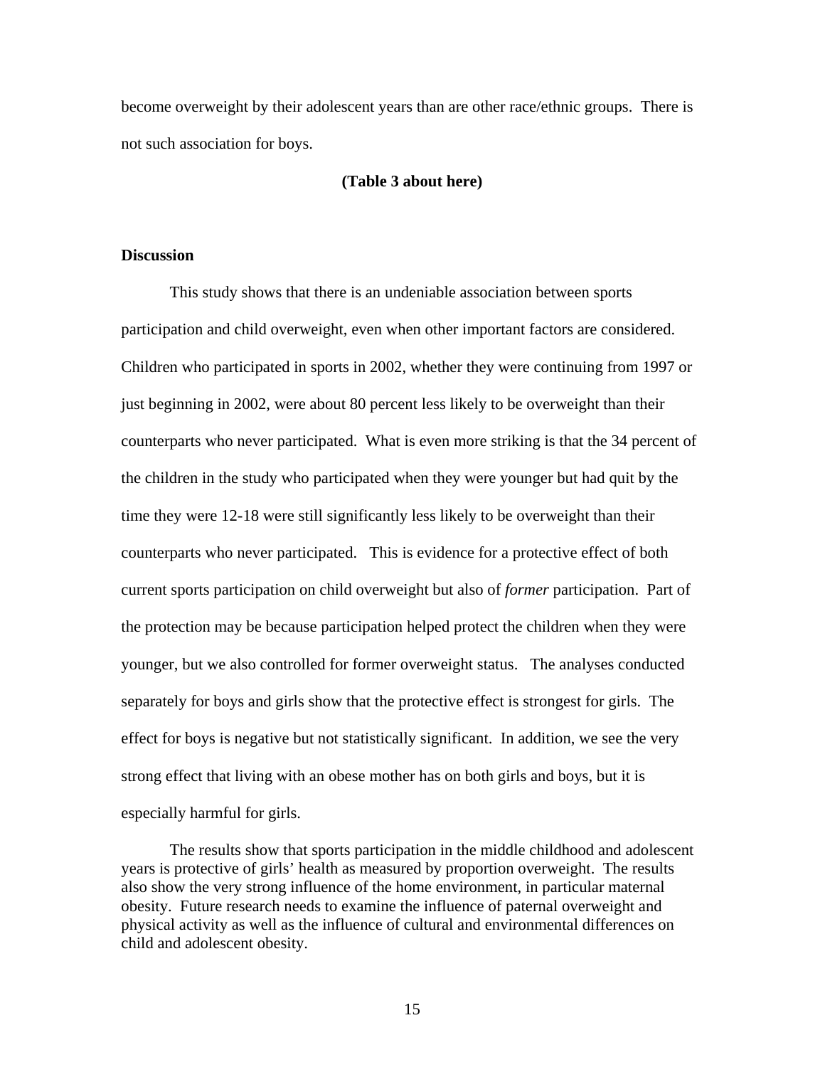become overweight by their adolescent years than are other race/ethnic groups. There is not such association for boys.

**(Table 3 about here)**

## Discussion

This study shows that there is an undeniable association between sports participation and child overweight, even when other important factors are considered. Children who participated in sports in 2002, whether they were continuing from 1997 or just beginning in 2002, were about 80 percent less likely to be overweight than their counterparts who never participated. What is even more striking is that the 34 percent of the children in the study who participated when they were younger but had quit by the time they were 12-18 were still significantly less likely to be overweight than their counterparts who never participated. This is evidence for a protective effect of both current sports participation on child overweight but also of *former* participation. Part of the protection may be because participation helped protect the children when they were younger, but we also controlled for former overweight status. The analyses conducted separately for boys and girls show that the protective effect is strongest for girls. The effect for boys is negative but not statistically significant. In addition, we see the very strong effect that living with an obese mother has on both girls and boys, but it is especially harmful for girls.

The results show that sports participation in the middle childhood and adolescent years is protective of girls' health as measured by proportion overweight. The results also show the very strong influence of the home environment, in particular maternal obesity. Future research needs to examine the influence of paternal overweight and physical activity as well as the influence of cultural and environmental differences on child and adolescent obesity.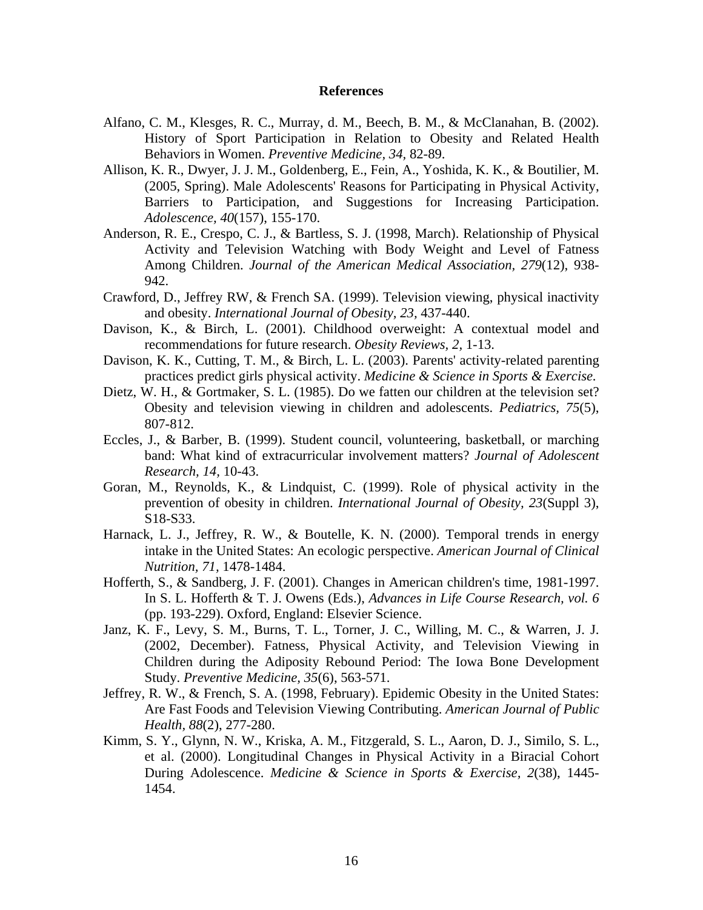**References**

Alfano, C. M., Klesges, R. C., Murray, d. M., Beech, B. M., & McClanahan, B. (2002). History of Sport Participation in Relation to Obesity and Related Health Behaviors in Women. *Preventive Medicine, 34,* 82-89.

Allison, K. R., Dwyer, J. J. M., Goldenberg, E., Fein, A., Yoshida, K. K., & Boutilier, M. (2005, Spring). Male Adolescents' Reasons for Participating in Physical Activity, Barriers to Participation, and Suggestions for Increasing Participation. *Adolescence, 40*(157), 155-170.

Anderson, R. E., Crespo, C. J., & Bartless, S. J. (1998, March). Relationship of Physical Activity and Television Watching with Body Weight and Level of Fatness Among Children. *Journal of the American Medical Association, 279*(12), 938-942.

Crawford, D., Jeffrey RW, & French SA. (1999). Television viewing, physical inactivity and obesity. *International Journal of Obesity, 23,* 437-440.

Davison, K., & Birch, L. (2001). Childhood overweight: A contextual model and recommendations for future research. *Obesity Reviews, 2,* 1-13.

Davison, K. K., Cutting, T. M., & Birch, L. L. (2003). Parents' activity-related parenting practices predict girls physical activity. *Medicine & Science in Sports & Exercise.*

Dietz, W. H., & Gortmaker, S. L. (1985). Do we fatten our children at the television set? Obesity and television viewing in children and adolescents. *Pediatrics, 75*(5), 807-812.

Eccles, J., & Barber, B. (1999). Student council, volunteering, basketball, or marching band: What kind of extracurricular involvement matters? *Journal of Adolescent Research, 14,* 10-43.

Goran, M., Reynolds, K., & Lindquist, C. (1999). Role of physical activity in the prevention of obesity in children. *International Journal of Obesity, 23*(Suppl 3), S18-S33.

Harnack, L. J., Jeffrey, R. W., & Boutelle, K. N. (2000). Temporal trends in energy intake in the United States: An ecologic perspective. *American Journal of Clinical Nutrition, 71,* 1478-1484.

Hofferth, S., & Sandberg, J. F. (2001). Changes in American children's time, 1981-1997. In S. L. Hofferth & T. J. Owens (Eds.), *Advances in Life Course Research, vol. 6* (pp. 193-229). Oxford, England: Elsevier Science.

Janz, K. F., Levy, S. M., Burns, T. L., Torner, J. C., Willing, M. C., & Warren, J. J. (2002, December). Fatness, Physical Activity, and Television Viewing in Children during the Adiposity Rebound Period: The Iowa Bone Development Study. *Preventive Medicine, 35*(6), 563-571.

Jeffrey, R. W., & French, S. A. (1998, February). Epidemic Obesity in the United States: Are Fast Foods and Television Viewing Contributing. *American Journal of Public Health, 88*(2), 277-280.

Kimm, S. Y., Glynn, N. W., Kriska, A. M., Fitzgerald, S. L., Aaron, D. J., Similo, S. L., et al. (2000). Longitudinal Changes in Physical Activity in a Biracial Cohort During Adolescence. *Medicine & Science in Sports & Exercise, 2*(38), 1445-1454.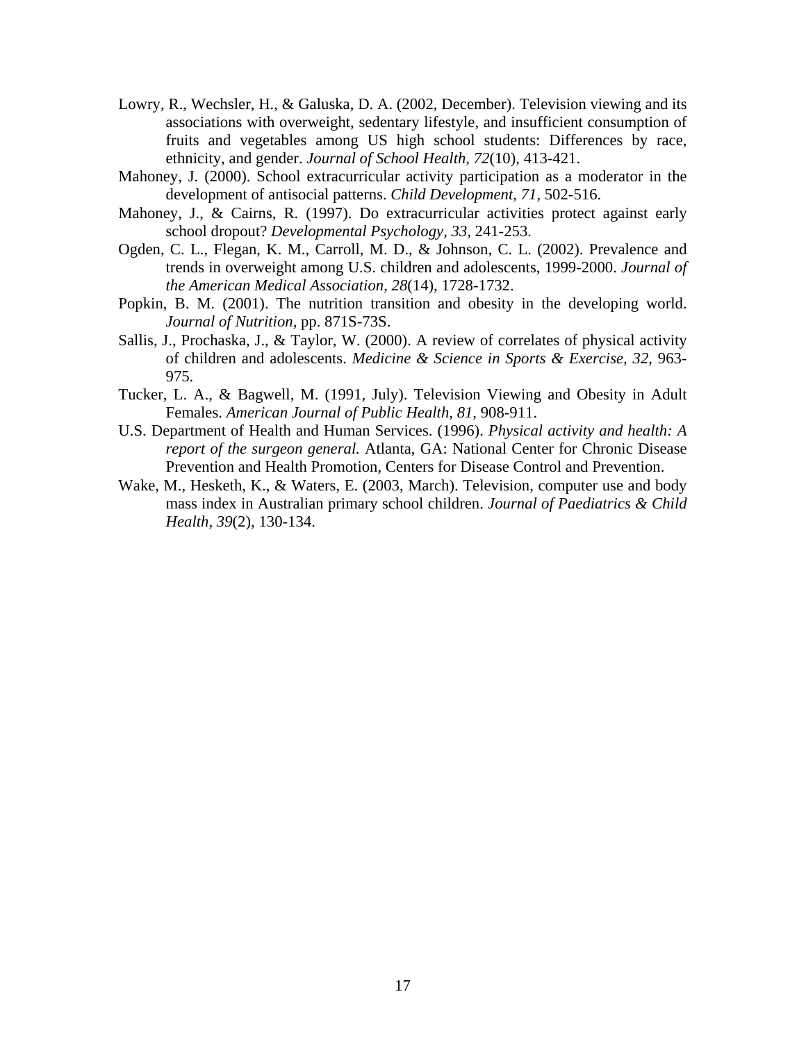Lowry, R., Wechsler, H., & Galuska, D. A. (2002, December). Television viewing and its associations with overweight, sedentary lifestyle, and insufficient consumption of fruits and vegetables among US high school students: Differences by race, ethnicity, and gender. *Journal of School Health, 72*(10), 413-421.

Mahoney, J. (2000). School extracurricular activity participation as a moderator in the development of antisocial patterns. *Child Development, 71,* 502-516.

Mahoney, J., & Cairns, R. (1997). Do extracurricular activities protect against early school dropout? *Developmental Psychology, 33,* 241-253.

Ogden, C. L., Flegan, K. M., Carroll, M. D., & Johnson, C. L. (2002). Prevalence and trends in overweight among U.S. children and adolescents, 1999-2000. *Journal of the American Medical Association, 28*(14), 1728-1732.

Popkin, B. M. (2001). The nutrition transition and obesity in the developing world. *Journal of Nutrition*, pp. 871S-73S.

Sallis, J., Prochaska, J., & Taylor, W. (2000). A review of correlates of physical activity of children and adolescents. *Medicine & Science in Sports & Exercise, 32,* 963-975.

Tucker, L. A., & Bagwell, M. (1991, July). Television Viewing and Obesity in Adult Females. *American Journal of Public Health, 81,* 908-911.

U.S. Department of Health and Human Services. (1996). *Physical activity and health: A report of the surgeon general.* Atlanta, GA: National Center for Chronic Disease Prevention and Health Promotion, Centers for Disease Control and Prevention.

Wake, M., Hesketh, K., & Waters, E. (2003, March). Television, computer use and body mass index in Australian primary school children. *Journal of Paediatrics & Child Health, 39*(2), 130-134.